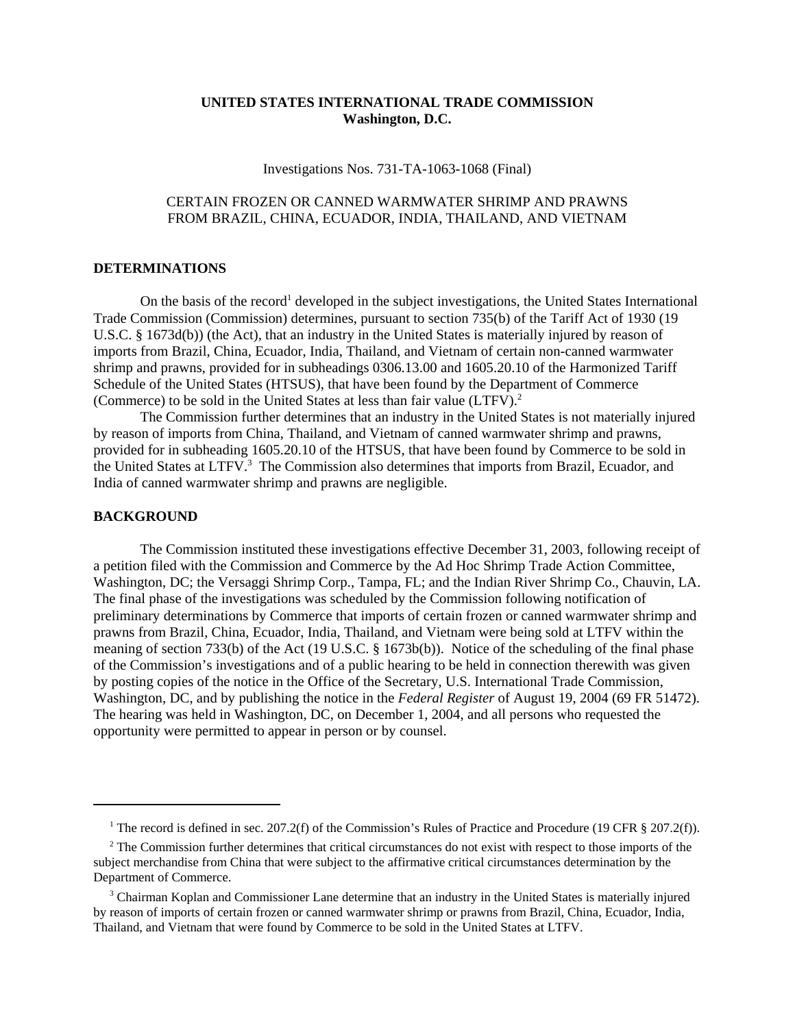**UNITED STATES INTERNATIONAL TRADE COMMISSION**
**Washington, D.C.**

Investigations Nos. 731-TA-1063-1068 (Final)

CERTAIN FROZEN OR CANNED WARMWATER SHRIMP AND PRAWNS
FROM BRAZIL, CHINA, ECUADOR, INDIA, THAILAND, AND VIETNAM

## DETERMINATIONS

On the basis of the record[1] developed in the subject investigations, the United States International Trade Commission (Commission) determines, pursuant to section 735(b) of the Tariff Act of 1930 (19 U.S.C. § 1673d(b)) (the Act), that an industry in the United States is materially injured by reason of imports from Brazil, China, Ecuador, India, Thailand, and Vietnam of certain non-canned warmwater shrimp and prawns, provided for in subheadings 0306.13.00 and 1605.20.10 of the Harmonized Tariff Schedule of the United States (HTSUS), that have been found by the Department of Commerce (Commerce) to be sold in the United States at less than fair value (LTFV).[2]

The Commission further determines that an industry in the United States is not materially injured by reason of imports from China, Thailand, and Vietnam of canned warmwater shrimp and prawns, provided for in subheading 1605.20.10 of the HTSUS, that have been found by Commerce to be sold in the United States at LTFV.[3] The Commission also determines that imports from Brazil, Ecuador, and India of canned warmwater shrimp and prawns are negligible.

## BACKGROUND

The Commission instituted these investigations effective December 31, 2003, following receipt of a petition filed with the Commission and Commerce by the Ad Hoc Shrimp Trade Action Committee, Washington, DC; the Versaggi Shrimp Corp., Tampa, FL; and the Indian River Shrimp Co., Chauvin, LA. The final phase of the investigations was scheduled by the Commission following notification of preliminary determinations by Commerce that imports of certain frozen or canned warmwater shrimp and prawns from Brazil, China, Ecuador, India, Thailand, and Vietnam were being sold at LTFV within the meaning of section 733(b) of the Act (19 U.S.C. § 1673b(b)). Notice of the scheduling of the final phase of the Commission's investigations and of a public hearing to be held in connection therewith was given by posting copies of the notice in the Office of the Secretary, U.S. International Trade Commission, Washington, DC, and by publishing the notice in the *Federal Register* of August 19, 2004 (69 FR 51472). The hearing was held in Washington, DC, on December 1, 2004, and all persons who requested the opportunity were permitted to appear in person or by counsel.

---

[1] The record is defined in sec. 207.2(f) of the Commission's Rules of Practice and Procedure (19 CFR § 207.2(f)).

[2] The Commission further determines that critical circumstances do not exist with respect to those imports of the subject merchandise from China that were subject to the affirmative critical circumstances determination by the Department of Commerce.

[3] Chairman Koplan and Commissioner Lane determine that an industry in the United States is materially injured by reason of imports of certain frozen or canned warmwater shrimp or prawns from Brazil, China, Ecuador, India, Thailand, and Vietnam that were found by Commerce to be sold in the United States at LTFV.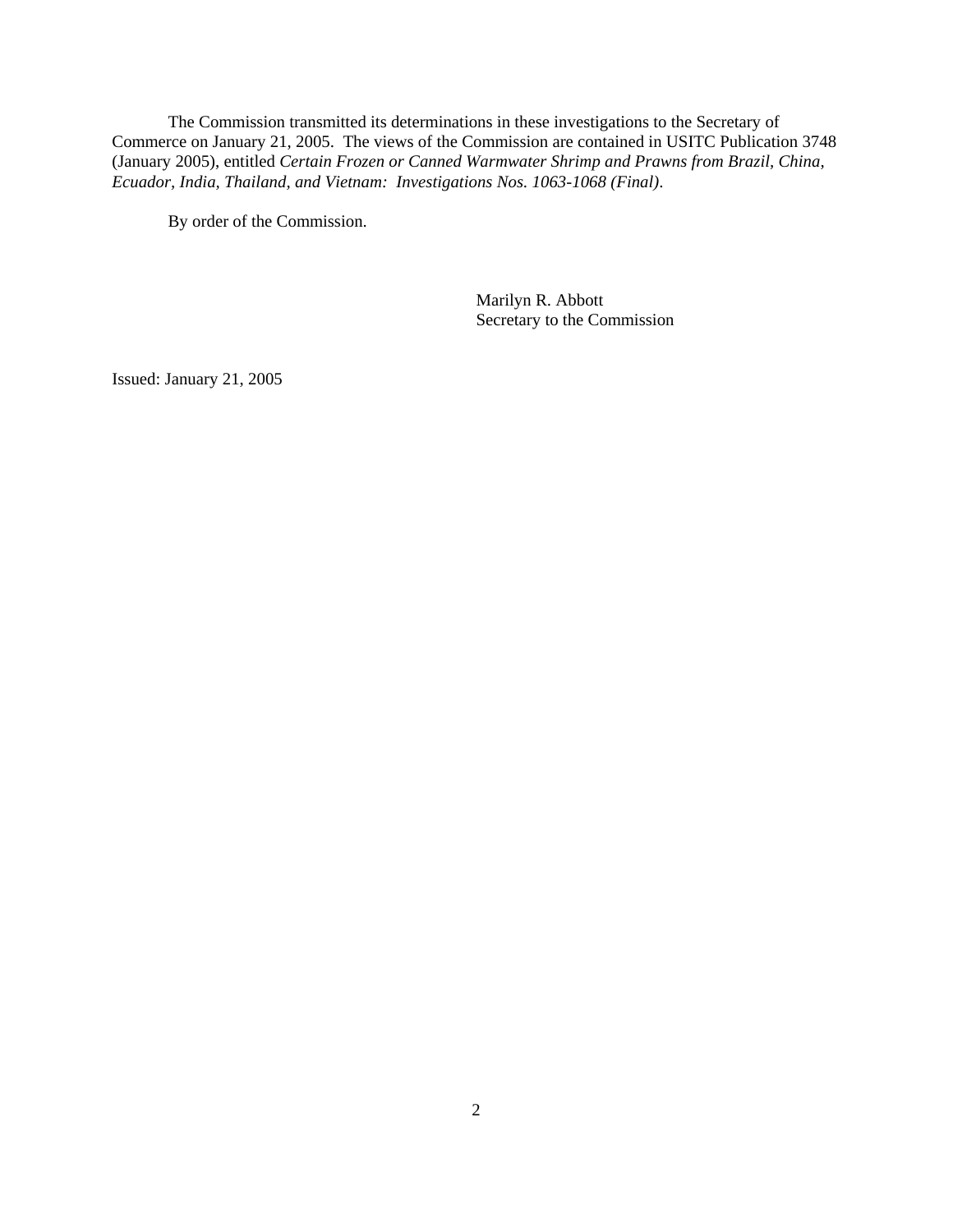The Commission transmitted its determinations in these investigations to the Secretary of Commerce on January 21, 2005. The views of the Commission are contained in USITC Publication 3748 (January 2005), entitled *Certain Frozen or Canned Warmwater Shrimp and Prawns from Brazil, China, Ecuador, India, Thailand, and Vietnam: Investigations Nos. 1063-1068 (Final)*.

By order of the Commission.

Marilyn R. Abbott
Secretary to the Commission

Issued: January 21, 2005